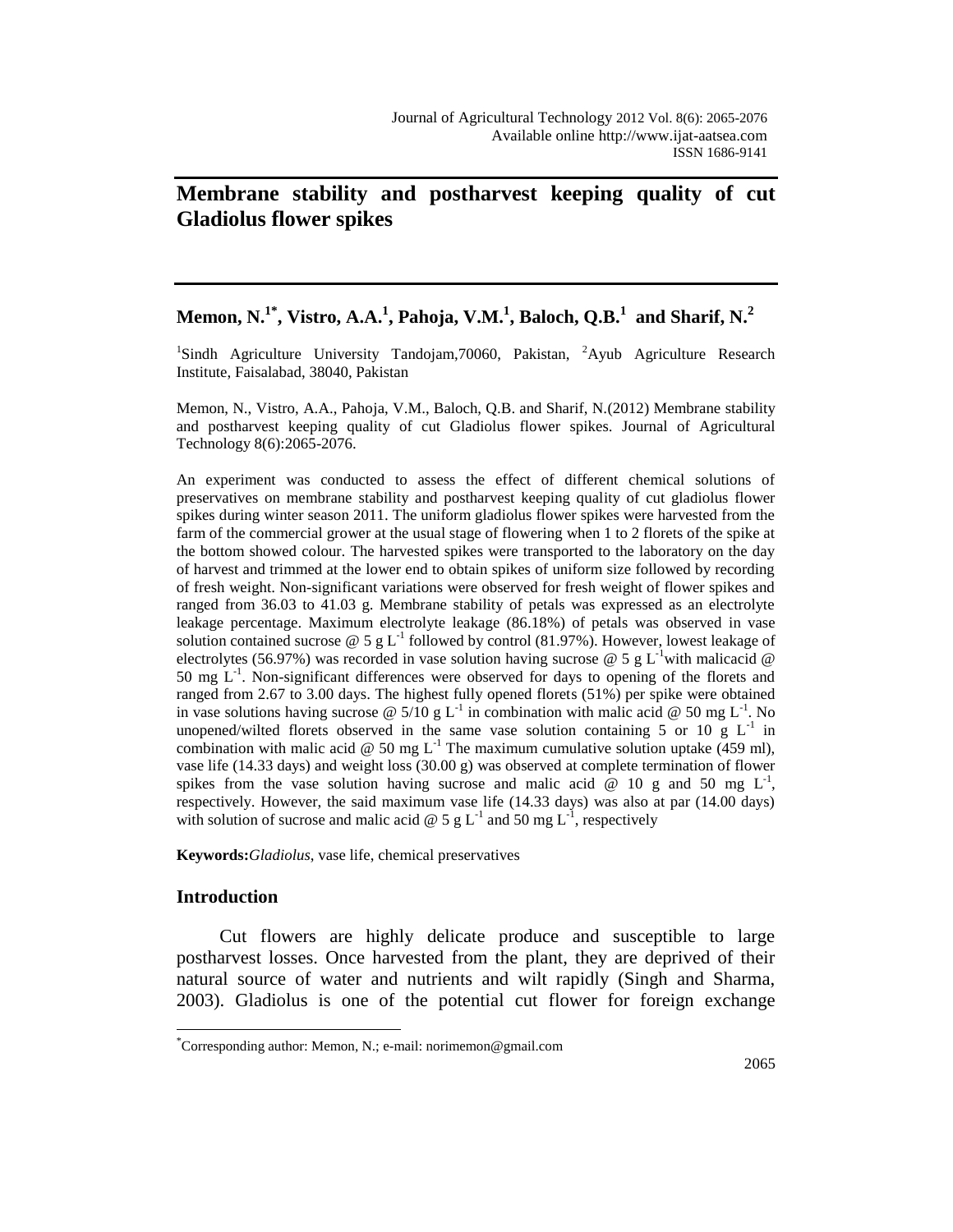# Membrane stability and postharvest keeping quality of cut Gladiolus flower spikes

**Memon, N.[1*], Vistro, A.A.[1], Pahoja, V.M.[1], Baloch, Q.B.[1] and Sharif, N.[2]**

[1]Sindh Agriculture University Tandojam,70060, Pakistan, [2]Ayub Agriculture Research Institute, Faisalabad, 38040, Pakistan

Memon, N., Vistro, A.A., Pahoja, V.M., Baloch, Q.B. and Sharif, N.(2012) Membrane stability and postharvest keeping quality of cut Gladiolus flower spikes. Journal of Agricultural Technology 8(6):2065-2076.

An experiment was conducted to assess the effect of different chemical solutions of preservatives on membrane stability and postharvest keeping quality of cut gladiolus flower spikes during winter season 2011. The uniform gladiolus flower spikes were harvested from the farm of the commercial grower at the usual stage of flowering when 1 to 2 florets of the spike at the bottom showed colour. The harvested spikes were transported to the laboratory on the day of harvest and trimmed at the lower end to obtain spikes of uniform size followed by recording of fresh weight. Non-significant variations were observed for fresh weight of flower spikes and ranged from 36.03 to 41.03 g. Membrane stability of petals was expressed as an electrolyte leakage percentage. Maximum electrolyte leakage (86.18%) of petals was observed in vase solution contained sucrose @ 5 g $L^{-1}$ followed by control (81.97%). However, lowest leakage of electrolytes (56.97%) was recorded in vase solution having sucrose @ 5 g $L^{-1}$with malicacid @ 50 mg $L^{-1}$. Non-significant differences were observed for days to opening of the florets and ranged from 2.67 to 3.00 days. The highest fully opened florets (51%) per spike were obtained in vase solutions having sucrose @ 5/10 g $L^{-1}$ in combination with malic acid @ 50 mg $L^{-1}$. No unopened/wilted florets observed in the same vase solution containing 5 or 10 g $L^{-1}$ in combination with malic acid @ 50 mg $L^{-1}$ The maximum cumulative solution uptake (459 ml), vase life (14.33 days) and weight loss (30.00 g) was observed at complete termination of flower spikes from the vase solution having sucrose and malic acid @ 10 g and 50 mg $L^{-1}$, respectively. However, the said maximum vase life (14.33 days) was also at par (14.00 days) with solution of sucrose and malic acid @ 5 g $L^{-1}$ and 50 mg $L^{-1}$, respectively

**Keywords:** *Gladiolus*, vase life, chemical preservatives

## Introduction

Cut flowers are highly delicate produce and susceptible to large postharvest losses. Once harvested from the plant, they are deprived of their natural source of water and nutrients and wilt rapidly (Singh and Sharma, 2003). Gladiolus is one of the potential cut flower for foreign exchange

[*]Corresponding author: Memon, N.; e-mail: norimemon@gmail.com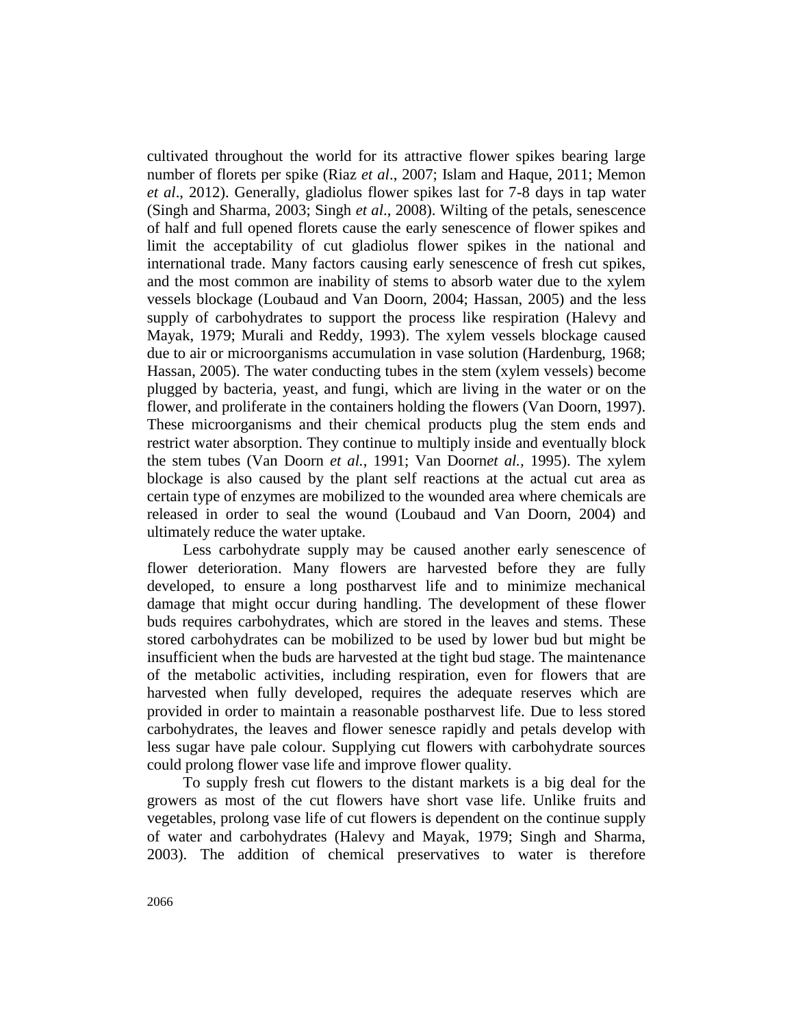cultivated throughout the world for its attractive flower spikes bearing large number of florets per spike (Riaz *et al*., 2007; Islam and Haque, 2011; Memon *et al*., 2012). Generally, gladiolus flower spikes last for 7-8 days in tap water (Singh and Sharma, 2003; Singh *et al*., 2008). Wilting of the petals, senescence of half and full opened florets cause the early senescence of flower spikes and limit the acceptability of cut gladiolus flower spikes in the national and international trade. Many factors causing early senescence of fresh cut spikes, and the most common are inability of stems to absorb water due to the xylem vessels blockage (Loubaud and Van Doorn, 2004; Hassan, 2005) and the less supply of carbohydrates to support the process like respiration (Halevy and Mayak, 1979; Murali and Reddy, 1993). The xylem vessels blockage caused due to air or microorganisms accumulation in vase solution (Hardenburg, 1968; Hassan, 2005). The water conducting tubes in the stem (xylem vessels) become plugged by bacteria, yeast, and fungi, which are living in the water or on the flower, and proliferate in the containers holding the flowers (Van Doorn, 1997). These microorganisms and their chemical products plug the stem ends and restrict water absorption. They continue to multiply inside and eventually block the stem tubes (Van Doorn *et al.*, 1991; Van Doorn*et al.,* 1995). The xylem blockage is also caused by the plant self reactions at the actual cut area as certain type of enzymes are mobilized to the wounded area where chemicals are released in order to seal the wound (Loubaud and Van Doorn, 2004) and ultimately reduce the water uptake.

Less carbohydrate supply may be caused another early senescence of flower deterioration. Many flowers are harvested before they are fully developed, to ensure a long postharvest life and to minimize mechanical damage that might occur during handling. The development of these flower buds requires carbohydrates, which are stored in the leaves and stems. These stored carbohydrates can be mobilized to be used by lower bud but might be insufficient when the buds are harvested at the tight bud stage. The maintenance of the metabolic activities, including respiration, even for flowers that are harvested when fully developed, requires the adequate reserves which are provided in order to maintain a reasonable postharvest life. Due to less stored carbohydrates, the leaves and flower senesce rapidly and petals develop with less sugar have pale colour. Supplying cut flowers with carbohydrate sources could prolong flower vase life and improve flower quality.

To supply fresh cut flowers to the distant markets is a big deal for the growers as most of the cut flowers have short vase life. Unlike fruits and vegetables, prolong vase life of cut flowers is dependent on the continue supply of water and carbohydrates (Halevy and Mayak, 1979; Singh and Sharma, 2003). The addition of chemical preservatives to water is therefore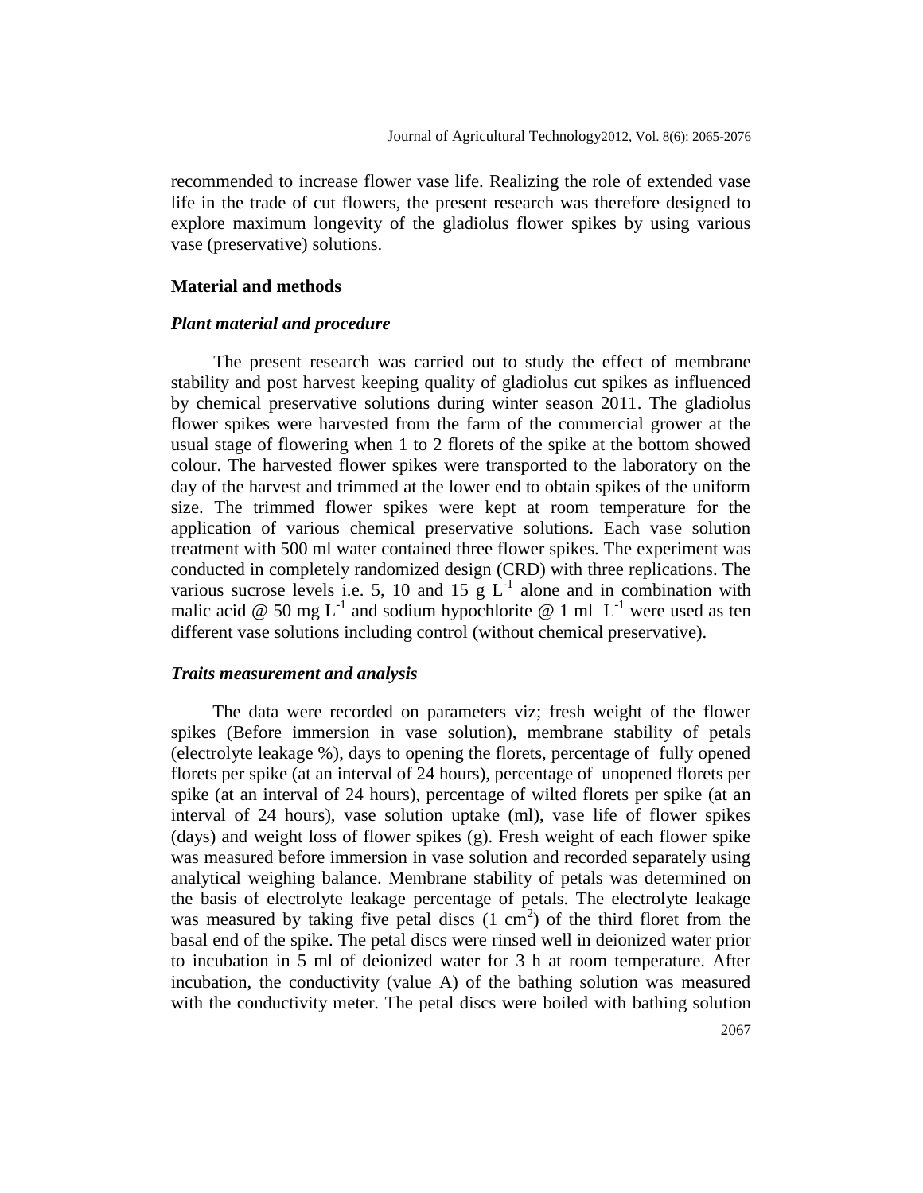recommended to increase flower vase life. Realizing the role of extended vase life in the trade of cut flowers, the present research was therefore designed to explore maximum longevity of the gladiolus flower spikes by using various vase (preservative) solutions.

## Material and methods

### *Plant material and procedure*

The present research was carried out to study the effect of membrane stability and post harvest keeping quality of gladiolus cut spikes as influenced by chemical preservative solutions during winter season 2011. The gladiolus flower spikes were harvested from the farm of the commercial grower at the usual stage of flowering when 1 to 2 florets of the spike at the bottom showed colour. The harvested flower spikes were transported to the laboratory on the day of the harvest and trimmed at the lower end to obtain spikes of the uniform size. The trimmed flower spikes were kept at room temperature for the application of various chemical preservative solutions. Each vase solution treatment with 500 ml water contained three flower spikes. The experiment was conducted in completely randomized design (CRD) with three replications. The various sucrose levels i.e. 5, 10 and 15 g $L^{-1}$ alone and in combination with malic acid @ 50 mg $L^{-1}$ and sodium hypochlorite @ 1 ml $L^{-1}$ were used as ten different vase solutions including control (without chemical preservative).

### *Traits measurement and analysis*

The data were recorded on parameters viz; fresh weight of the flower spikes (Before immersion in vase solution), membrane stability of petals (electrolyte leakage %), days to opening the florets, percentage of fully opened florets per spike (at an interval of 24 hours), percentage of unopened florets per spike (at an interval of 24 hours), percentage of wilted florets per spike (at an interval of 24 hours), vase solution uptake (ml), vase life of flower spikes (days) and weight loss of flower spikes (g). Fresh weight of each flower spike was measured before immersion in vase solution and recorded separately using analytical weighing balance. Membrane stability of petals was determined on the basis of electrolyte leakage percentage of petals. The electrolyte leakage was measured by taking five petal discs (1 $cm^2$) of the third floret from the basal end of the spike. The petal discs were rinsed well in deionized water prior to incubation in 5 ml of deionized water for 3 h at room temperature. After incubation, the conductivity (value A) of the bathing solution was measured with the conductivity meter. The petal discs were boiled with bathing solution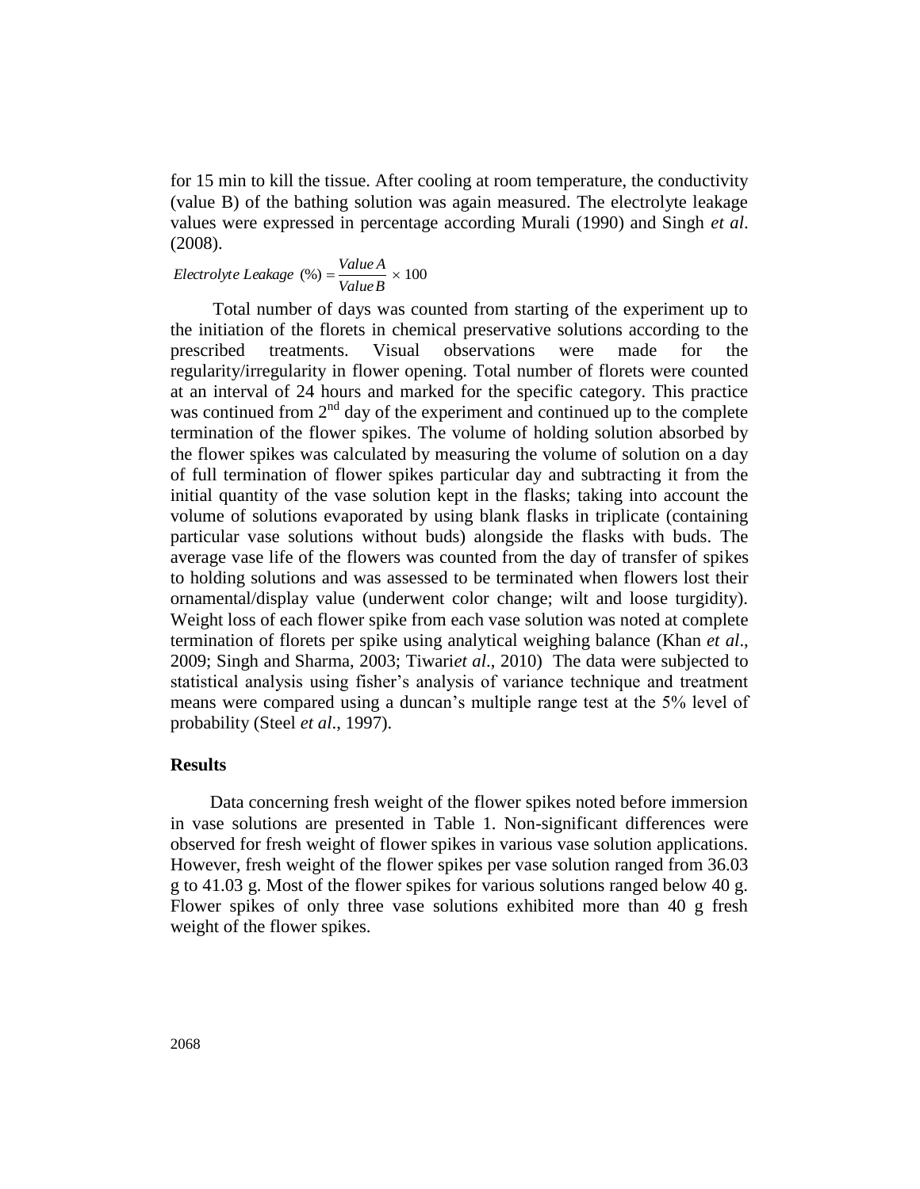for 15 min to kill the tissue. After cooling at room temperature, the conductivity (value B) of the bathing solution was again measured. The electrolyte leakage values were expressed in percentage according Murali (1990) and Singh *et al*. (2008).

$$Electrolyte\ Leakage\ (\%) = \frac{Value\ A}{Value\ B} \times 100$$

Total number of days was counted from starting of the experiment up to the initiation of the florets in chemical preservative solutions according to the prescribed treatments. Visual observations were made for the regularity/irregularity in flower opening. Total number of florets were counted at an interval of 24 hours and marked for the specific category. This practice was continued from 2$^{nd}$ day of the experiment and continued up to the complete termination of the flower spikes. The volume of holding solution absorbed by the flower spikes was calculated by measuring the volume of solution on a day of full termination of flower spikes particular day and subtracting it from the initial quantity of the vase solution kept in the flasks; taking into account the volume of solutions evaporated by using blank flasks in triplicate (containing particular vase solutions without buds) alongside the flasks with buds. The average vase life of the flowers was counted from the day of transfer of spikes to holding solutions and was assessed to be terminated when flowers lost their ornamental/display value (underwent color change; wilt and loose turgidity). Weight loss of each flower spike from each vase solution was noted at complete termination of florets per spike using analytical weighing balance (Khan *et al*., 2009; Singh and Sharma, 2003; Tiwari*et al*., 2010) The data were subjected to statistical analysis using fisher's analysis of variance technique and treatment means were compared using a duncan's multiple range test at the 5% level of probability (Steel *et al*., 1997).

## Results

Data concerning fresh weight of the flower spikes noted before immersion in vase solutions are presented in Table 1. Non-significant differences were observed for fresh weight of flower spikes in various vase solution applications. However, fresh weight of the flower spikes per vase solution ranged from 36.03 g to 41.03 g. Most of the flower spikes for various solutions ranged below 40 g. Flower spikes of only three vase solutions exhibited more than 40 g fresh weight of the flower spikes.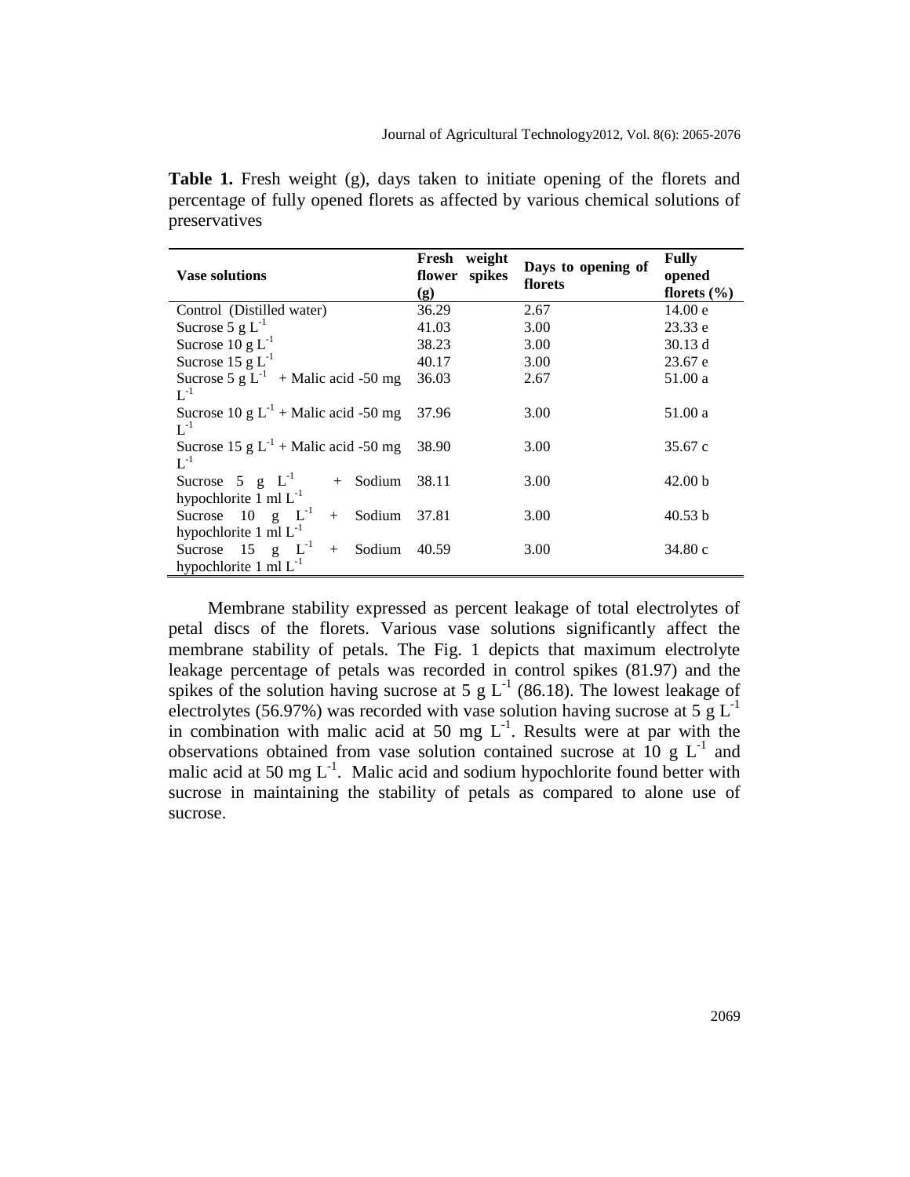**Table 1.** Fresh weight (g), days taken to initiate opening of the florets and percentage of fully opened florets as affected by various chemical solutions of preservatives

| Vase solutions | Fresh weight flower spikes (g) | Days to opening of florets | Fully opened florets (%) |
|---|---|---|---|
| Control (Distilled water) | 36.29 | 2.67 | 14.00 e |
| Sucrose 5 g $L^{-1}$ | 41.03 | 3.00 | 23.33 e |
| Sucrose 10 g $L^{-1}$ | 38.23 | 3.00 | 30.13 d |
| Sucrose 15 g $L^{-1}$ | 40.17 | 3.00 | 23.67 e |
| Sucrose 5 g $L^{-1}$ + Malic acid -50 mg $L^{-1}$ | 36.03 | 2.67 | 51.00 a |
| Sucrose 10 g $L^{-1}$ + Malic acid -50 mg $L^{-1}$ | 37.96 | 3.00 | 51.00 a |
| Sucrose 15 g $L^{-1}$ + Malic acid -50 mg $L^{-1}$ | 38.90 | 3.00 | 35.67 c |
| Sucrose 5 g $L^{-1}$ + Sodium hypochlorite 1 ml $L^{-1}$ | 38.11 | 3.00 | 42.00 b |
| Sucrose 10 g $L^{-1}$ + Sodium hypochlorite 1 ml $L^{-1}$ | 37.81 | 3.00 | 40.53 b |
| Sucrose 15 g $L^{-1}$ + Sodium hypochlorite 1 ml $L^{-1}$ | 40.59 | 3.00 | 34.80 c |

Membrane stability expressed as percent leakage of total electrolytes of petal discs of the florets. Various vase solutions significantly affect the membrane stability of petals. The Fig. 1 depicts that maximum electrolyte leakage percentage of petals was recorded in control spikes (81.97) and the spikes of the solution having sucrose at 5 g $L^{-1}$ (86.18). The lowest leakage of electrolytes (56.97%) was recorded with vase solution having sucrose at 5 g $L^{-1}$ in combination with malic acid at 50 mg $L^{-1}$. Results were at par with the observations obtained from vase solution contained sucrose at 10 g $L^{-1}$ and malic acid at 50 mg $L^{-1}$. Malic acid and sodium hypochlorite found better with sucrose in maintaining the stability of petals as compared to alone use of sucrose.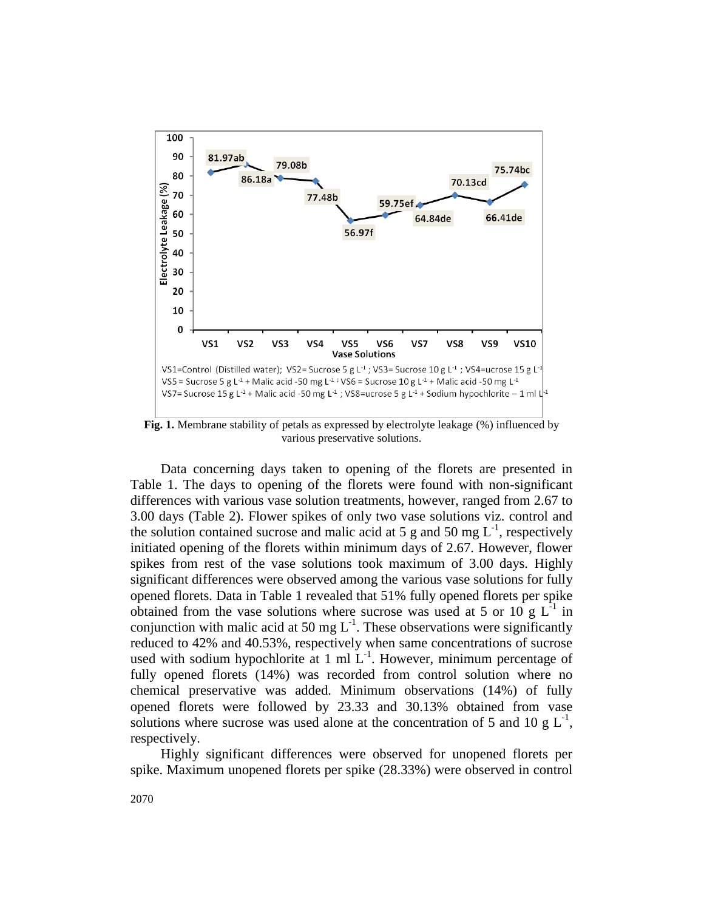**Fig. 1.** Membrane stability of petals as expressed by electrolyte leakage (%) influenced by various preservative solutions.

Data concerning days taken to opening of the florets are presented in Table 1. The days to opening of the florets were found with non-significant differences with various vase solution treatments, however, ranged from 2.67 to 3.00 days (Table 2). Flower spikes of only two vase solutions viz. control and the solution contained sucrose and malic acid at 5 g and 50 mg $L^{-1}$, respectively initiated opening of the florets within minimum days of 2.67. However, flower spikes from rest of the vase solutions took maximum of 3.00 days. Highly significant differences were observed among the various vase solutions for fully opened florets. Data in Table 1 revealed that 51% fully opened florets per spike obtained from the vase solutions where sucrose was used at 5 or 10 g $L^{-1}$ in conjunction with malic acid at 50 mg $L^{-1}$. These observations were significantly reduced to 42% and 40.53%, respectively when same concentrations of sucrose used with sodium hypochlorite at 1 ml $L^{-1}$. However, minimum percentage of fully opened florets (14%) was recorded from control solution where no chemical preservative was added. Minimum observations (14%) of fully opened florets were followed by 23.33 and 30.13% obtained from vase solutions where sucrose was used alone at the concentration of 5 and 10 g $L^{-1}$, respectively.

Highly significant differences were observed for unopened florets per spike. Maximum unopened florets per spike (28.33%) were observed in control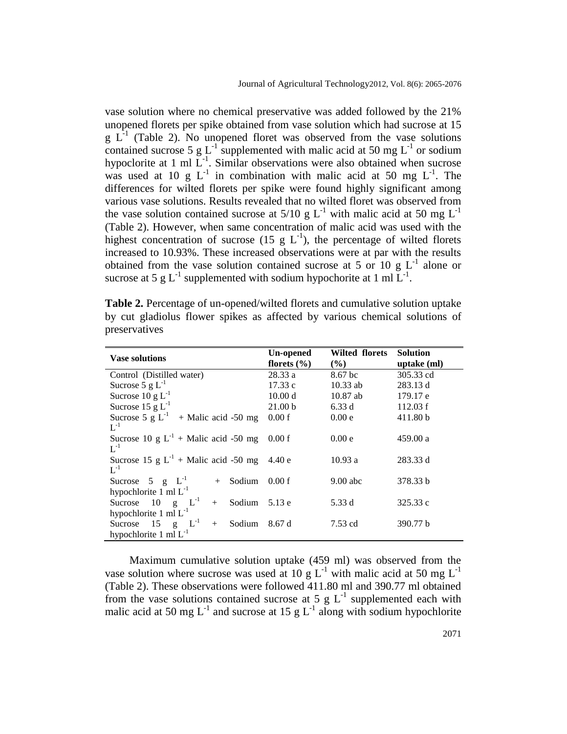vase solution where no chemical preservative was added followed by the 21% unopened florets per spike obtained from vase solution which had sucrose at 15 g $L^{-1}$ (Table 2). No unopened floret was observed from the vase solutions contained sucrose 5 g $L^{-1}$ supplemented with malic acid at 50 mg $L^{-1}$ or sodium hypoclorite at 1 ml $L^{-1}$. Similar observations were also obtained when sucrose was used at 10 g $L^{-1}$ in combination with malic acid at 50 mg $L^{-1}$. The differences for wilted florets per spike were found highly significant among various vase solutions. Results revealed that no wilted floret was observed from the vase solution contained sucrose at 5/10 g $L^{-1}$ with malic acid at 50 mg $L^{-1}$ (Table 2). However, when same concentration of malic acid was used with the highest concentration of sucrose (15 g $L^{-1}$), the percentage of wilted florets increased to 10.93%. These increased observations were at par with the results obtained from the vase solution contained sucrose at 5 or 10 g $L^{-1}$ alone or sucrose at 5 g $L^{-1}$ supplemented with sodium hypochorite at 1 ml $L^{-1}$.

**Table 2.** Percentage of un-opened/wilted florets and cumulative solution uptake by cut gladiolus flower spikes as affected by various chemical solutions of preservatives

| Vase solutions | Un-opened florets (%) | Wilted florets (%) | Solution uptake (ml) |
|---|---|---|---|
| Control (Distilled water) | 28.33 a | 8.67 bc | 305.33 cd |
| Sucrose 5 g $L^{-1}$ | 17.33 c | 10.33 ab | 283.13 d |
| Sucrose 10 g $L^{-1}$ | 10.00 d | 10.87 ab | 179.17 e |
| Sucrose 15 g $L^{-1}$ | 21.00 b | 6.33 d | 112.03 f |
| Sucrose 5 g $L^{-1}$ + Malic acid -50 mg $L^{-1}$ | 0.00 f | 0.00 e | 411.80 b |
| Sucrose 10 g $L^{-1}$ + Malic acid -50 mg $L^{-1}$ | 0.00 f | 0.00 e | 459.00 a |
| Sucrose 15 g $L^{-1}$ + Malic acid -50 mg $L^{-1}$ | 4.40 e | 10.93 a | 283.33 d |
| Sucrose 5 g $L^{-1}$ + Sodium hypochlorite 1 ml $L^{-1}$ | 0.00 f | 9.00 abc | 378.33 b |
| Sucrose 10 g $L^{-1}$ + Sodium hypochlorite 1 ml $L^{-1}$ | 5.13 e | 5.33 d | 325.33 c |
| Sucrose 15 g $L^{-1}$ + Sodium hypochlorite 1 ml $L^{-1}$ | 8.67 d | 7.53 cd | 390.77 b |

Maximum cumulative solution uptake (459 ml) was observed from the vase solution where sucrose was used at 10 g $L^{-1}$ with malic acid at 50 mg $L^{-1}$ (Table 2). These observations were followed 411.80 ml and 390.77 ml obtained from the vase solutions contained sucrose at 5 g $L^{-1}$ supplemented each with malic acid at 50 mg $L^{-1}$ and sucrose at 15 g $L^{-1}$ along with sodium hypochlorite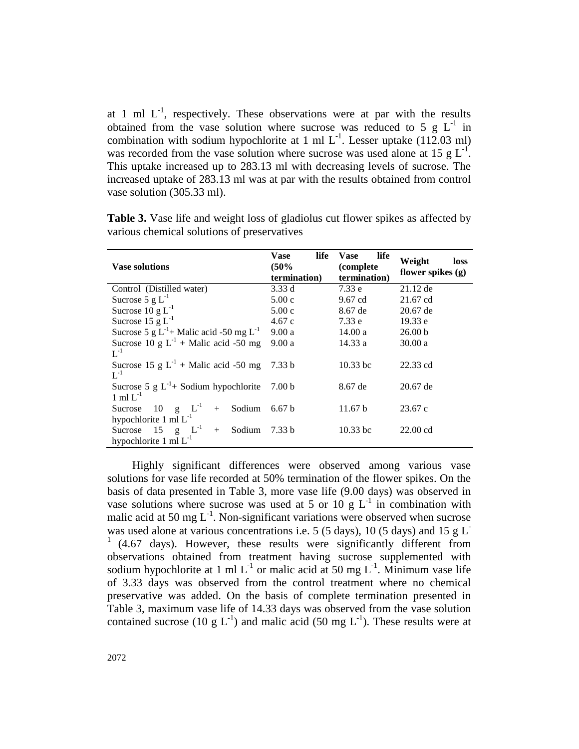at 1 ml $L^{-1}$, respectively. These observations were at par with the results obtained from the vase solution where sucrose was reduced to 5 g $L^{-1}$ in combination with sodium hypochlorite at 1 ml $L^{-1}$. Lesser uptake (112.03 ml) was recorded from the vase solution where sucrose was used alone at 15 g $L^{-1}$. This uptake increased up to 283.13 ml with decreasing levels of sucrose. The increased uptake of 283.13 ml was at par with the results obtained from control vase solution (305.33 ml).

**Table 3.** Vase life and weight loss of gladiolus cut flower spikes as affected by various chemical solutions of preservatives

| Vase solutions | Vase life (50% termination) | Vase life (complete termination) | Weight loss flower spikes (g) |
|---|---|---|---|
| Control (Distilled water) | 3.33 d | 7.33 e | 21.12 de |
| Sucrose 5 g $L^{-1}$ | 5.00 c | 9.67 cd | 21.67 cd |
| Sucrose 10 g $L^{-1}$ | 5.00 c | 8.67 de | 20.67 de |
| Sucrose 15 g $L^{-1}$ | 4.67 c | 7.33 e | 19.33 e |
| Sucrose 5 g $L^{-1}$+ Malic acid -50 mg $L^{-1}$ | 9.00 a | 14.00 a | 26.00 b |
| Sucrose 10 g $L^{-1}$ + Malic acid -50 mg $L^{-1}$ | 9.00 a | 14.33 a | 30.00 a |
| Sucrose 15 g $L^{-1}$ + Malic acid -50 mg $L^{-1}$ | 7.33 b | 10.33 bc | 22.33 cd |
| Sucrose 5 g $L^{-1}$+ Sodium hypochlorite 1 ml $L^{-1}$ | 7.00 b | 8.67 de | 20.67 de |
| Sucrose 10 g $L^{-1}$ + Sodium hypochlorite 1 ml $L^{-1}$ | 6.67 b | 11.67 b | 23.67 c |
| Sucrose 15 g $L^{-1}$ + Sodium hypochlorite 1 ml $L^{-1}$ | 7.33 b | 10.33 bc | 22.00 cd |

Highly significant differences were observed among various vase solutions for vase life recorded at 50% termination of the flower spikes. On the basis of data presented in Table 3, more vase life (9.00 days) was observed in vase solutions where sucrose was used at 5 or 10 g $L^{-1}$ in combination with malic acid at 50 mg $L^{-1}$. Non-significant variations were observed when sucrose was used alone at various concentrations i.e. 5 (5 days), 10 (5 days) and 15 g $L^{-1}$ (4.67 days). However, these results were significantly different from observations obtained from treatment having sucrose supplemented with sodium hypochlorite at 1 ml $L^{-1}$ or malic acid at 50 mg $L^{-1}$. Minimum vase life of 3.33 days was observed from the control treatment where no chemical preservative was added. On the basis of complete termination presented in Table 3, maximum vase life of 14.33 days was observed from the vase solution contained sucrose (10 g $L^{-1}$) and malic acid (50 mg $L^{-1}$). These results were at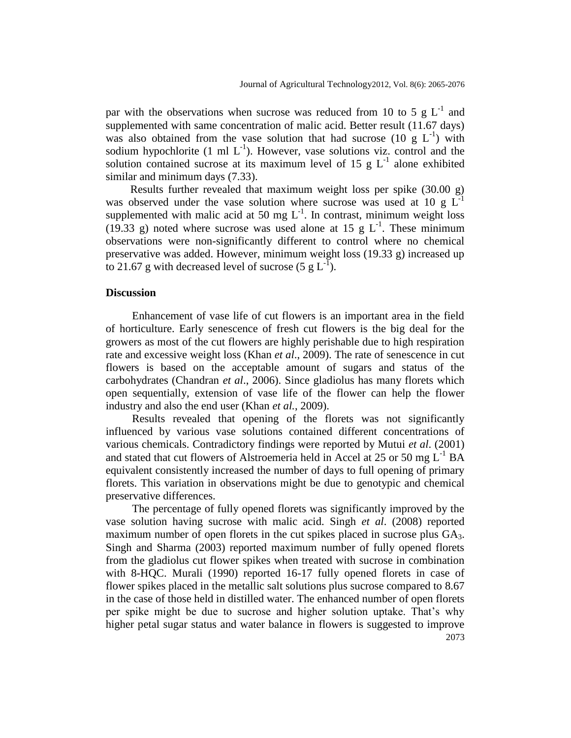par with the observations when sucrose was reduced from 10 to 5 g $L^{-1}$ and supplemented with same concentration of malic acid. Better result (11.67 days) was also obtained from the vase solution that had sucrose (10 g $L^{-1}$) with sodium hypochlorite (1 ml $L^{-1}$). However, vase solutions viz. control and the solution contained sucrose at its maximum level of 15 g $L^{-1}$ alone exhibited similar and minimum days (7.33).

Results further revealed that maximum weight loss per spike (30.00 g) was observed under the vase solution where sucrose was used at 10 g $L^{-1}$ supplemented with malic acid at 50 mg $L^{-1}$. In contrast, minimum weight loss (19.33 g) noted where sucrose was used alone at 15 g $L^{-1}$. These minimum observations were non-significantly different to control where no chemical preservative was added. However, minimum weight loss (19.33 g) increased up to 21.67 g with decreased level of sucrose (5 g $L^{-1}$).

## Discussion

Enhancement of vase life of cut flowers is an important area in the field of horticulture. Early senescence of fresh cut flowers is the big deal for the growers as most of the cut flowers are highly perishable due to high respiration rate and excessive weight loss (Khan *et al*., 2009). The rate of senescence in cut flowers is based on the acceptable amount of sugars and status of the carbohydrates (Chandran *et al*., 2006). Since gladiolus has many florets which open sequentially, extension of vase life of the flower can help the flower industry and also the end user (Khan *et al.*, 2009).

Results revealed that opening of the florets was not significantly influenced by various vase solutions contained different concentrations of various chemicals. Contradictory findings were reported by Mutui *et al*. (2001) and stated that cut flowers of Alstroemeria held in Accel at 25 or 50 mg $L^{-1}$ BA equivalent consistently increased the number of days to full opening of primary florets. This variation in observations might be due to genotypic and chemical preservative differences.

The percentage of fully opened florets was significantly improved by the vase solution having sucrose with malic acid. Singh *et al*. (2008) reported maximum number of open florets in the cut spikes placed in sucrose plus $GA_3$. Singh and Sharma (2003) reported maximum number of fully opened florets from the gladiolus cut flower spikes when treated with sucrose in combination with 8-HQC. Murali (1990) reported 16-17 fully opened florets in case of flower spikes placed in the metallic salt solutions plus sucrose compared to 8.67 in the case of those held in distilled water. The enhanced number of open florets per spike might be due to sucrose and higher solution uptake. That's why higher petal sugar status and water balance in flowers is suggested to improve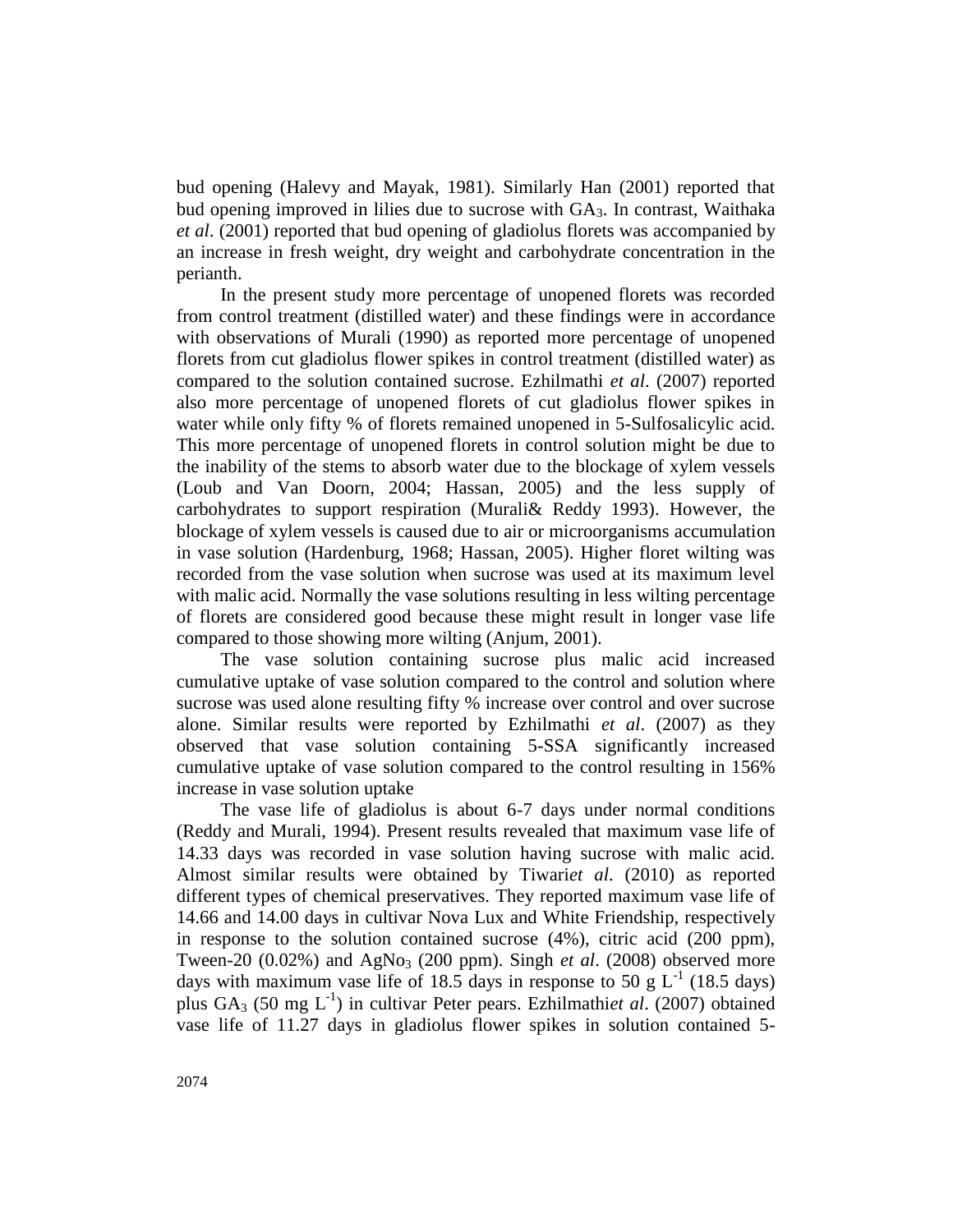bud opening (Halevy and Mayak, 1981). Similarly Han (2001) reported that bud opening improved in lilies due to sucrose with $GA_3$. In contrast, Waithaka *et al*. (2001) reported that bud opening of gladiolus florets was accompanied by an increase in fresh weight, dry weight and carbohydrate concentration in the perianth.

In the present study more percentage of unopened florets was recorded from control treatment (distilled water) and these findings were in accordance with observations of Murali (1990) as reported more percentage of unopened florets from cut gladiolus flower spikes in control treatment (distilled water) as compared to the solution contained sucrose. Ezhilmathi *et al*. (2007) reported also more percentage of unopened florets of cut gladiolus flower spikes in water while only fifty % of florets remained unopened in 5-Sulfosalicylic acid. This more percentage of unopened florets in control solution might be due to the inability of the stems to absorb water due to the blockage of xylem vessels (Loub and Van Doorn, 2004; Hassan, 2005) and the less supply of carbohydrates to support respiration (Murali& Reddy 1993). However, the blockage of xylem vessels is caused due to air or microorganisms accumulation in vase solution (Hardenburg, 1968; Hassan, 2005). Higher floret wilting was recorded from the vase solution when sucrose was used at its maximum level with malic acid. Normally the vase solutions resulting in less wilting percentage of florets are considered good because these might result in longer vase life compared to those showing more wilting (Anjum, 2001).

The vase solution containing sucrose plus malic acid increased cumulative uptake of vase solution compared to the control and solution where sucrose was used alone resulting fifty % increase over control and over sucrose alone. Similar results were reported by Ezhilmathi *et al*. (2007) as they observed that vase solution containing 5-SSA significantly increased cumulative uptake of vase solution compared to the control resulting in 156% increase in vase solution uptake

The vase life of gladiolus is about 6-7 days under normal conditions (Reddy and Murali, 1994). Present results revealed that maximum vase life of 14.33 days was recorded in vase solution having sucrose with malic acid. Almost similar results were obtained by Tiwari*et al*. (2010) as reported different types of chemical preservatives. They reported maximum vase life of 14.66 and 14.00 days in cultivar Nova Lux and White Friendship, respectively in response to the solution contained sucrose (4%), citric acid (200 ppm), Tween-20 (0.02%) and $AgNo_3$ (200 ppm). Singh *et al*. (2008) observed more days with maximum vase life of 18.5 days in response to 50 g $L^{-1}$ (18.5 days) plus $GA_3$ (50 mg $L^{-1}$) in cultivar Peter pears. Ezhilmathi*et al*. (2007) obtained vase life of 11.27 days in gladiolus flower spikes in solution contained 5-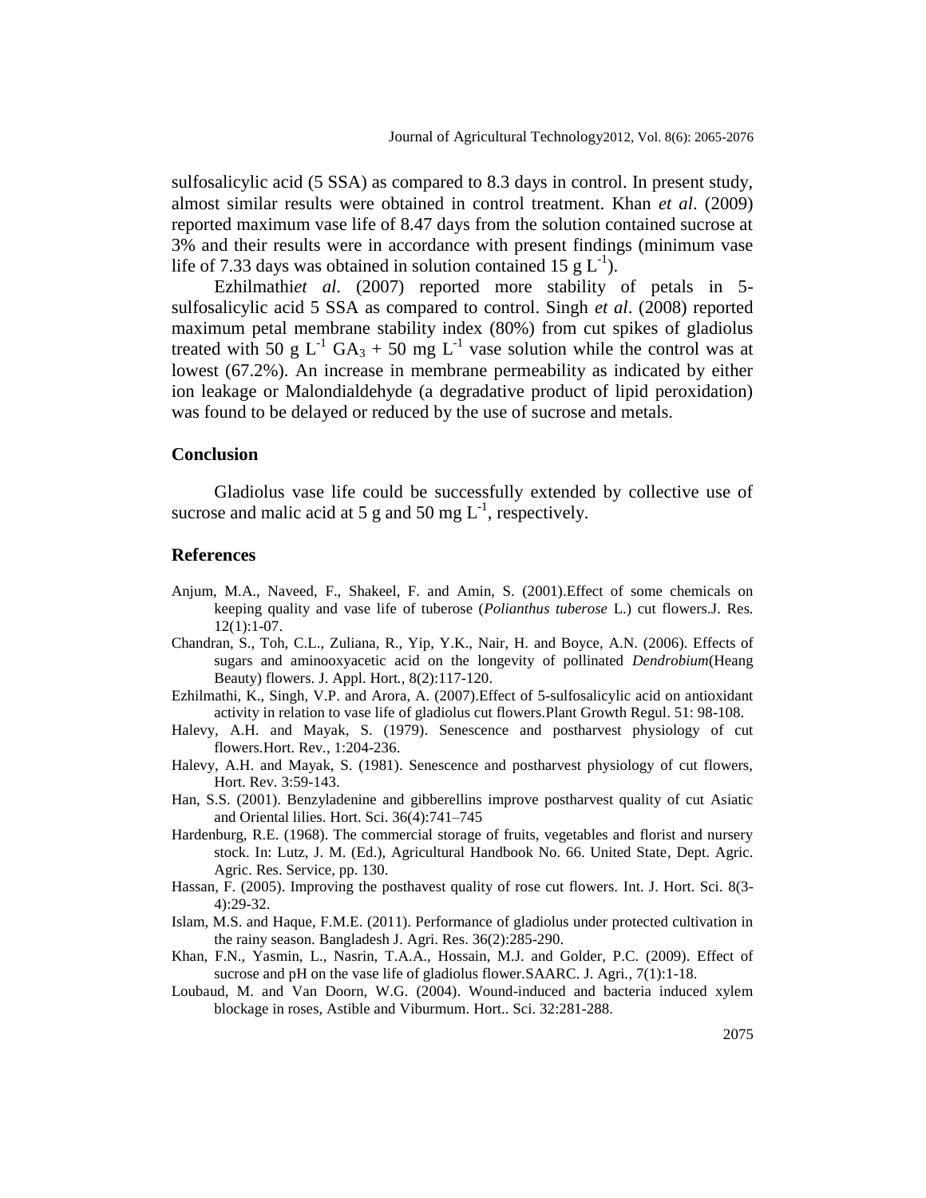sulfosalicylic acid (5 SSA) as compared to 8.3 days in control. In present study, almost similar results were obtained in control treatment. Khan *et al*. (2009) reported maximum vase life of 8.47 days from the solution contained sucrose at 3% and their results were in accordance with present findings (minimum vase life of 7.33 days was obtained in solution contained 15 g $L^{-1}$).

Ezhilmathi*et al*. (2007) reported more stability of petals in 5-sulfosalicylic acid 5 SSA as compared to control. Singh *et al*. (2008) reported maximum petal membrane stability index (80%) from cut spikes of gladiolus treated with 50 g $L^{-1}$ $GA_3$ + 50 mg $L^{-1}$ vase solution while the control was at lowest (67.2%). An increase in membrane permeability as indicated by either ion leakage or Malondialdehyde (a degradative product of lipid peroxidation) was found to be delayed or reduced by the use of sucrose and metals.

## Conclusion

Gladiolus vase life could be successfully extended by collective use of sucrose and malic acid at 5 g and 50 mg $L^{-1}$, respectively.

## References

Anjum, M.A., Naveed, F., Shakeel, F. and Amin, S. (2001).Effect of some chemicals on keeping quality and vase life of tuberose (*Polianthus tuberose* L.) cut flowers.J. Res. 12(1):1-07.

Chandran, S., Toh, C.L., Zuliana, R., Yip, Y.K., Nair, H. and Boyce, A.N. (2006). Effects of sugars and aminooxyacetic acid on the longevity of pollinated *Dendrobium*(Heang Beauty) flowers. J. Appl. Hort., 8(2):117-120.

Ezhilmathi, K., Singh, V.P. and Arora, A. (2007).Effect of 5-sulfosalicylic acid on antioxidant activity in relation to vase life of gladiolus cut flowers.Plant Growth Regul. 51: 98-108.

Halevy, A.H. and Mayak, S. (1979). Senescence and postharvest physiology of cut flowers.Hort. Rev., 1:204-236.

Halevy, A.H. and Mayak, S. (1981). Senescence and postharvest physiology of cut flowers, Hort. Rev. 3:59-143.

Han, S.S. (2001). Benzyladenine and gibberellins improve postharvest quality of cut Asiatic and Oriental lilies. Hort. Sci. 36(4):741–745

Hardenburg, R.E. (1968). The commercial storage of fruits, vegetables and florist and nursery stock. In: Lutz, J. M. (Ed.), Agricultural Handbook No. 66. United State, Dept. Agric. Agric. Res. Service, pp. 130.

Hassan, F. (2005). Improving the posthavest quality of rose cut flowers. Int. J. Hort. Sci. 8(3-4):29-32.

Islam, M.S. and Haque, F.M.E. (2011). Performance of gladiolus under protected cultivation in the rainy season. Bangladesh J. Agri. Res. 36(2):285-290.

Khan, F.N., Yasmin, L., Nasrin, T.A.A., Hossain, M.J. and Golder, P.C. (2009). Effect of sucrose and pH on the vase life of gladiolus flower.SAARC. J. Agri., 7(1):1-18.

Loubaud, M. and Van Doorn, W.G. (2004). Wound-induced and bacteria induced xylem blockage in roses, Astible and Viburmum. Hort.. Sci. 32:281-288.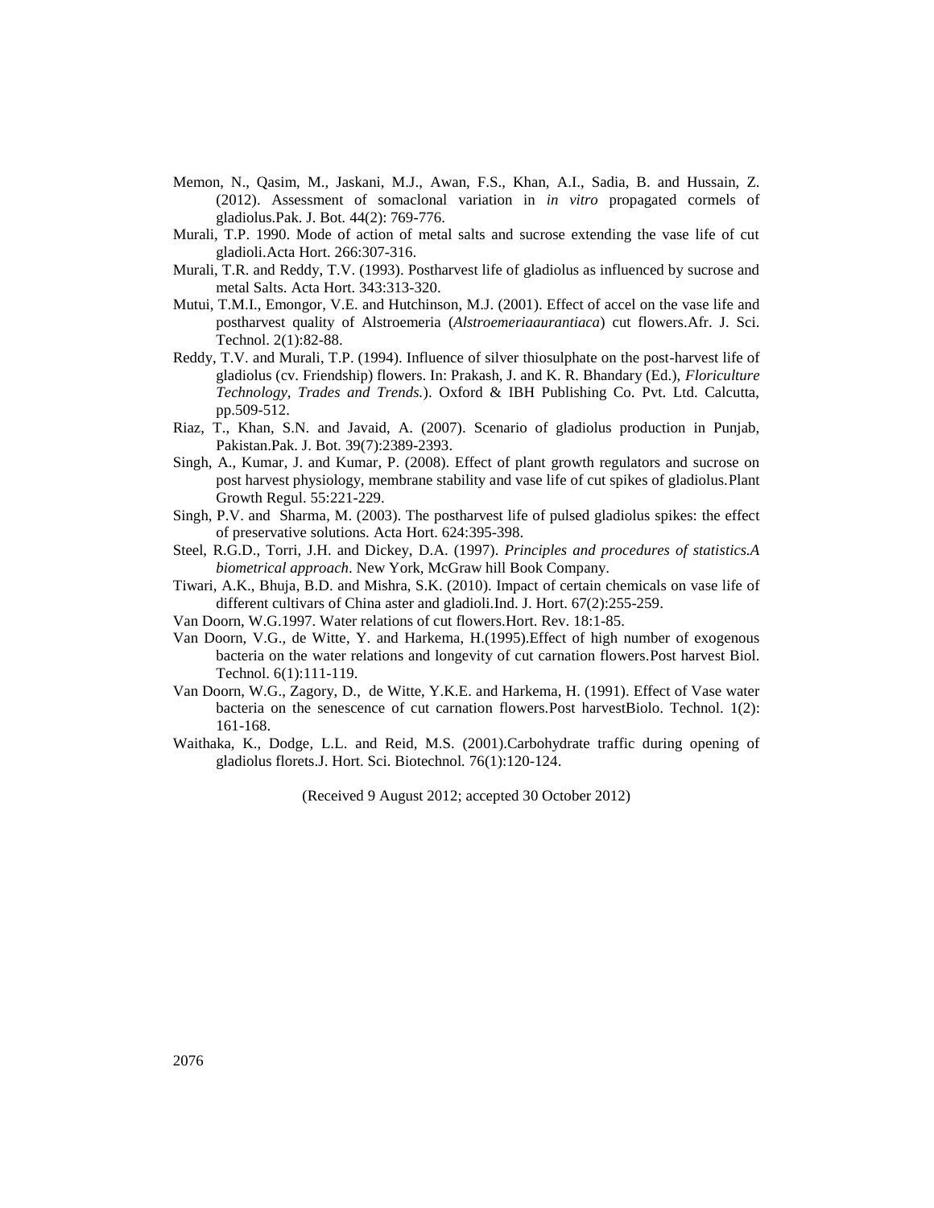Memon, N., Qasim, M., Jaskani, M.J., Awan, F.S., Khan, A.I., Sadia, B. and Hussain, Z. (2012). Assessment of somaclonal variation in *in vitro* propagated cormels of gladiolus.Pak. J. Bot. 44(2): 769-776.

Murali, T.P. 1990. Mode of action of metal salts and sucrose extending the vase life of cut gladioli.Acta Hort. 266:307-316.

Murali, T.R. and Reddy, T.V. (1993). Postharvest life of gladiolus as influenced by sucrose and metal Salts. Acta Hort. 343:313-320.

Mutui, T.M.I., Emongor, V.E. and Hutchinson, M.J. (2001). Effect of accel on the vase life and postharvest quality of Alstroemeria (*Alstroemeriaaurantiaca*) cut flowers.Afr. J. Sci. Technol. 2(1):82-88.

Reddy, T.V. and Murali, T.P. (1994). Influence of silver thiosulphate on the post-harvest life of gladiolus (cv. Friendship) flowers. In: Prakash, J. and K. R. Bhandary (Ed.), *Floriculture Technology, Trades and Trends.*). Oxford & IBH Publishing Co. Pvt. Ltd. Calcutta, pp.509-512.

Riaz, T., Khan, S.N. and Javaid, A. (2007). Scenario of gladiolus production in Punjab, Pakistan.Pak. J. Bot. 39(7):2389-2393.

Singh, A., Kumar, J. and Kumar, P. (2008). Effect of plant growth regulators and sucrose on post harvest physiology, membrane stability and vase life of cut spikes of gladiolus.Plant Growth Regul. 55:221-229.

Singh, P.V. and Sharma, M. (2003). The postharvest life of pulsed gladiolus spikes: the effect of preservative solutions. Acta Hort. 624:395-398.

Steel, R.G.D., Torri, J.H. and Dickey, D.A. (1997). *Principles and procedures of statistics.A biometrical approach*. New York, McGraw hill Book Company.

Tiwari, A.K., Bhuja, B.D. and Mishra, S.K. (2010). Impact of certain chemicals on vase life of different cultivars of China aster and gladioli.Ind. J. Hort. 67(2):255-259.

Van Doorn, W.G.1997. Water relations of cut flowers.Hort. Rev. 18:1-85.

Van Doorn, V.G., de Witte, Y. and Harkema, H.(1995).Effect of high number of exogenous bacteria on the water relations and longevity of cut carnation flowers.Post harvest Biol. Technol. 6(1):111-119.

Van Doorn, W.G., Zagory, D., de Witte, Y.K.E. and Harkema, H. (1991). Effect of Vase water bacteria on the senescence of cut carnation flowers.Post harvestBiolo. Technol. 1(2): 161-168.

Waithaka, K., Dodge, L.L. and Reid, M.S. (2001).Carbohydrate traffic during opening of gladiolus florets.J. Hort. Sci. Biotechnol. 76(1):120-124.

(Received 9 August 2012; accepted 30 October 2012)